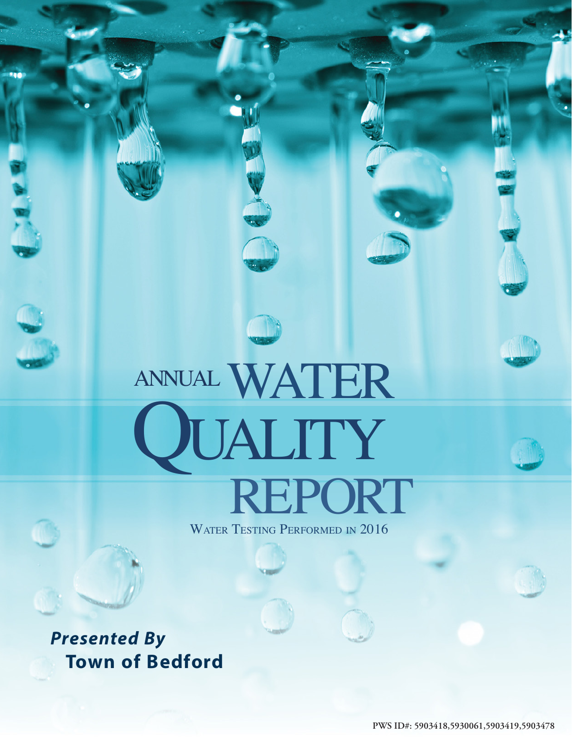# ANNUAL WATER QUALITY REPORT

WATER TESTING PERFORMED IN 2016

***Presented By***

**Town of Bedford**

PWS ID#: 5903418,5930061,5903419,5903478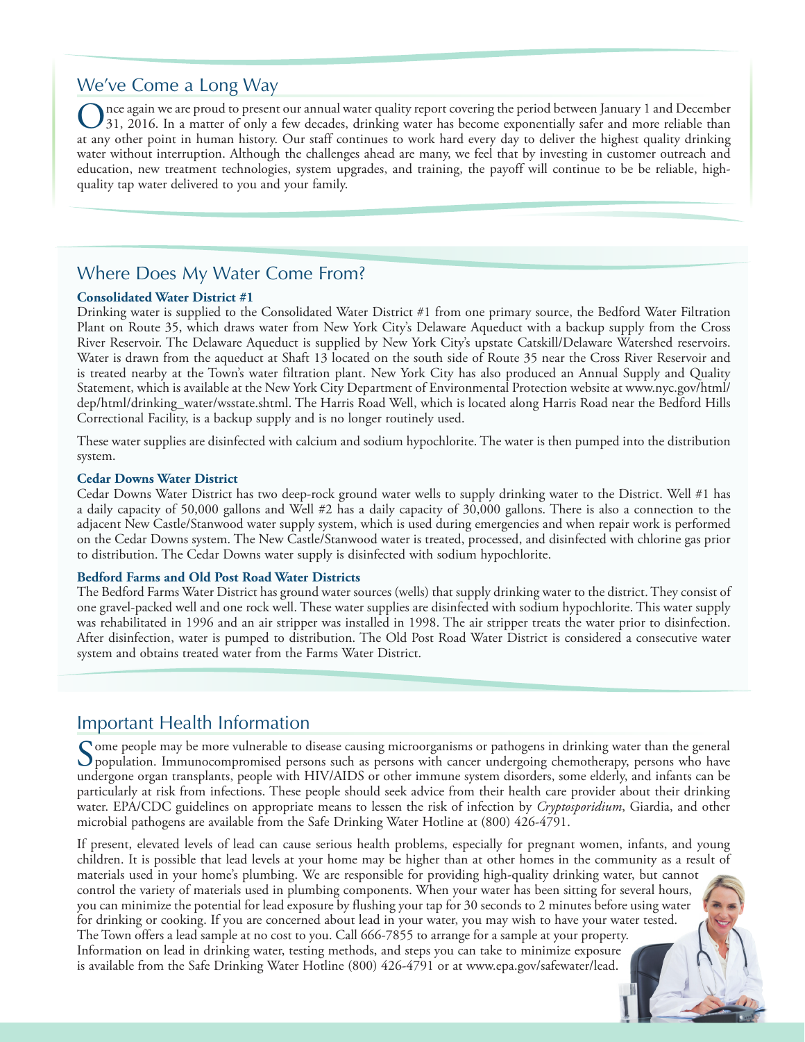## We've Come a Long Way

Once again we are proud to present our annual water quality report covering the period between January 1 and December 31, 2016. In a matter of only a few decades, drinking water has become exponentially safer and more reliable than at any other point in human history. Our staff continues to work hard every day to deliver the highest quality drinking water without interruption. Although the challenges ahead are many, we feel that by investing in customer outreach and education, new treatment technologies, system upgrades, and training, the payoff will continue to be be reliable, high-quality tap water delivered to you and your family.

## Where Does My Water Come From?

**Consolidated Water District #1**

Drinking water is supplied to the Consolidated Water District #1 from one primary source, the Bedford Water Filtration Plant on Route 35, which draws water from New York City's Delaware Aqueduct with a backup supply from the Cross River Reservoir. The Delaware Aqueduct is supplied by New York City's upstate Catskill/Delaware Watershed reservoirs. Water is drawn from the aqueduct at Shaft 13 located on the south side of Route 35 near the Cross River Reservoir and is treated nearby at the Town's water filtration plant. New York City has also produced an Annual Supply and Quality Statement, which is available at the New York City Department of Environmental Protection website at www.nyc.gov/html/dep/html/drinking_water/wsstate.shtml. The Harris Road Well, which is located along Harris Road near the Bedford Hills Correctional Facility, is a backup supply and is no longer routinely used.

These water supplies are disinfected with calcium and sodium hypochlorite. The water is then pumped into the distribution system.

**Cedar Downs Water District**

Cedar Downs Water District has two deep-rock ground water wells to supply drinking water to the District. Well #1 has a daily capacity of 50,000 gallons and Well #2 has a daily capacity of 30,000 gallons. There is also a connection to the adjacent New Castle/Stanwood water supply system, which is used during emergencies and when repair work is performed on the Cedar Downs system. The New Castle/Stanwood water is treated, processed, and disinfected with chlorine gas prior to distribution. The Cedar Downs water supply is disinfected with sodium hypochlorite.

**Bedford Farms and Old Post Road Water Districts**

The Bedford Farms Water District has ground water sources (wells) that supply drinking water to the district. They consist of one gravel-packed well and one rock well. These water supplies are disinfected with sodium hypochlorite. This water supply was rehabilitated in 1996 and an air stripper was installed in 1998. The air stripper treats the water prior to disinfection. After disinfection, water is pumped to distribution. The Old Post Road Water District is considered a consecutive water system and obtains treated water from the Farms Water District.

## Important Health Information

Some people may be more vulnerable to disease causing microorganisms or pathogens in drinking water than the general population. Immunocompromised persons such as persons with cancer undergoing chemotherapy, persons who have undergone organ transplants, people with HIV/AIDS or other immune system disorders, some elderly, and infants can be particularly at risk from infections. These people should seek advice from their health care provider about their drinking water. EPA/CDC guidelines on appropriate means to lessen the risk of infection by *Cryptosporidium*, Giardia, and other microbial pathogens are available from the Safe Drinking Water Hotline at (800) 426-4791.

If present, elevated levels of lead can cause serious health problems, especially for pregnant women, infants, and young children. It is possible that lead levels at your home may be higher than at other homes in the community as a result of materials used in your home's plumbing. We are responsible for providing high-quality drinking water, but cannot control the variety of materials used in plumbing components. When your water has been sitting for several hours, you can minimize the potential for lead exposure by flushing your tap for 30 seconds to 2 minutes before using water for drinking or cooking. If you are concerned about lead in your water, you may wish to have your water tested. The Town offers a lead sample at no cost to you. Call 666-7855 to arrange for a sample at your property. Information on lead in drinking water, testing methods, and steps you can take to minimize exposure is available from the Safe Drinking Water Hotline (800) 426-4791 or at www.epa.gov/safewater/lead.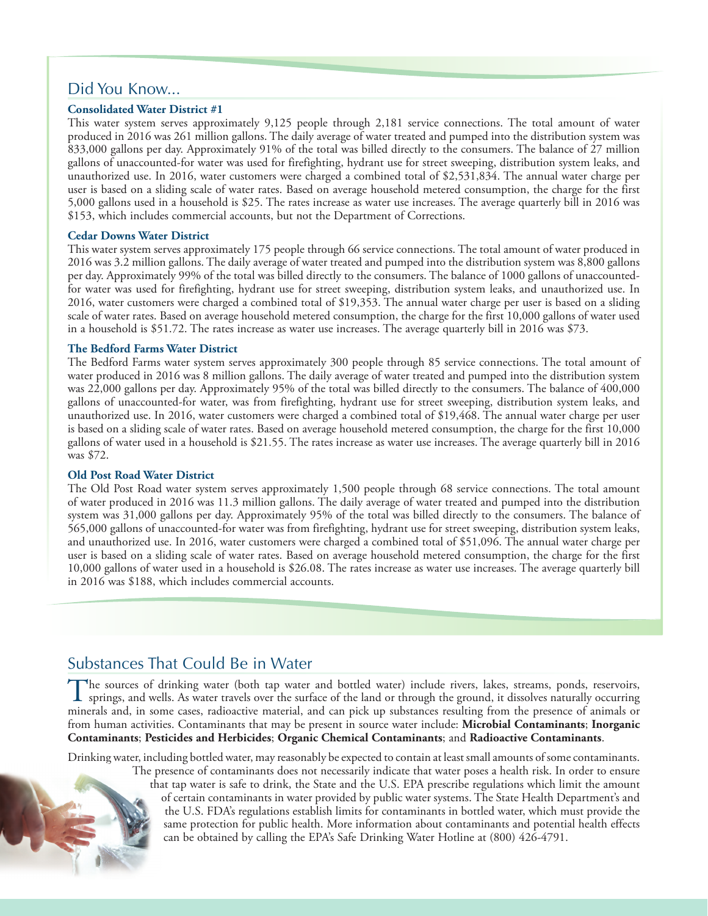## Did You Know...

### Consolidated Water District #1

This water system serves approximately 9,125 people through 2,181 service connections. The total amount of water produced in 2016 was 261 million gallons. The daily average of water treated and pumped into the distribution system was 833,000 gallons per day. Approximately 91% of the total was billed directly to the consumers. The balance of 27 million gallons of unaccounted-for water was used for firefighting, hydrant use for street sweeping, distribution system leaks, and unauthorized use. In 2016, water customers were charged a combined total of $2,531,834. The annual water charge per user is based on a sliding scale of water rates. Based on average household metered consumption, the charge for the first 5,000 gallons used in a household is $25. The rates increase as water use increases. The average quarterly bill in 2016 was $153, which includes commercial accounts, but not the Department of Corrections.

### Cedar Downs Water District

This water system serves approximately 175 people through 66 service connections. The total amount of water produced in 2016 was 3.2 million gallons. The daily average of water treated and pumped into the distribution system was 8,800 gallons per day. Approximately 99% of the total was billed directly to the consumers. The balance of 1000 gallons of unaccounted-for water was used for firefighting, hydrant use for street sweeping, distribution system leaks, and unauthorized use. In 2016, water customers were charged a combined total of $19,353. The annual water charge per user is based on a sliding scale of water rates. Based on average household metered consumption, the charge for the first 10,000 gallons of water used in a household is $51.72. The rates increase as water use increases. The average quarterly bill in 2016 was $73.

### The Bedford Farms Water District

The Bedford Farms water system serves approximately 300 people through 85 service connections. The total amount of water produced in 2016 was 8 million gallons. The daily average of water treated and pumped into the distribution system was 22,000 gallons per day. Approximately 95% of the total was billed directly to the consumers. The balance of 400,000 gallons of unaccounted-for water, was from firefighting, hydrant use for street sweeping, distribution system leaks, and unauthorized use. In 2016, water customers were charged a combined total of $19,468. The annual water charge per user is based on a sliding scale of water rates. Based on average household metered consumption, the charge for the first 10,000 gallons of water used in a household is $21.55. The rates increase as water use increases. The average quarterly bill in 2016 was $72.

### Old Post Road Water District

The Old Post Road water system serves approximately 1,500 people through 68 service connections. The total amount of water produced in 2016 was 11.3 million gallons. The daily average of water treated and pumped into the distribution system was 31,000 gallons per day. Approximately 95% of the total was billed directly to the consumers. The balance of 565,000 gallons of unaccounted-for water was from firefighting, hydrant use for street sweeping, distribution system leaks, and unauthorized use. In 2016, water customers were charged a combined total of $51,096. The annual water charge per user is based on a sliding scale of water rates. Based on average household metered consumption, the charge for the first 10,000 gallons of water used in a household is $26.08. The rates increase as water use increases. The average quarterly bill in 2016 was $188, which includes commercial accounts.

## Substances That Could Be in Water

The sources of drinking water (both tap water and bottled water) include rivers, lakes, streams, ponds, reservoirs, springs, and wells. As water travels over the surface of the land or through the ground, it dissolves naturally occurring minerals and, in some cases, radioactive material, and can pick up substances resulting from the presence of animals or from human activities. Contaminants that may be present in source water include: **Microbial Contaminants**; **Inorganic Contaminants**; **Pesticides and Herbicides**; **Organic Chemical Contaminants**; and **Radioactive Contaminants**.

Drinking water, including bottled water, may reasonably be expected to contain at least small amounts of some contaminants. The presence of contaminants does not necessarily indicate that water poses a health risk. In order to ensure that tap water is safe to drink, the State and the U.S. EPA prescribe regulations which limit the amount of certain contaminants in water provided by public water systems. The State Health Department's and the U.S. FDA's regulations establish limits for contaminants in bottled water, which must provide the same protection for public health. More information about contaminants and potential health effects can be obtained by calling the EPA's Safe Drinking Water Hotline at (800) 426-4791.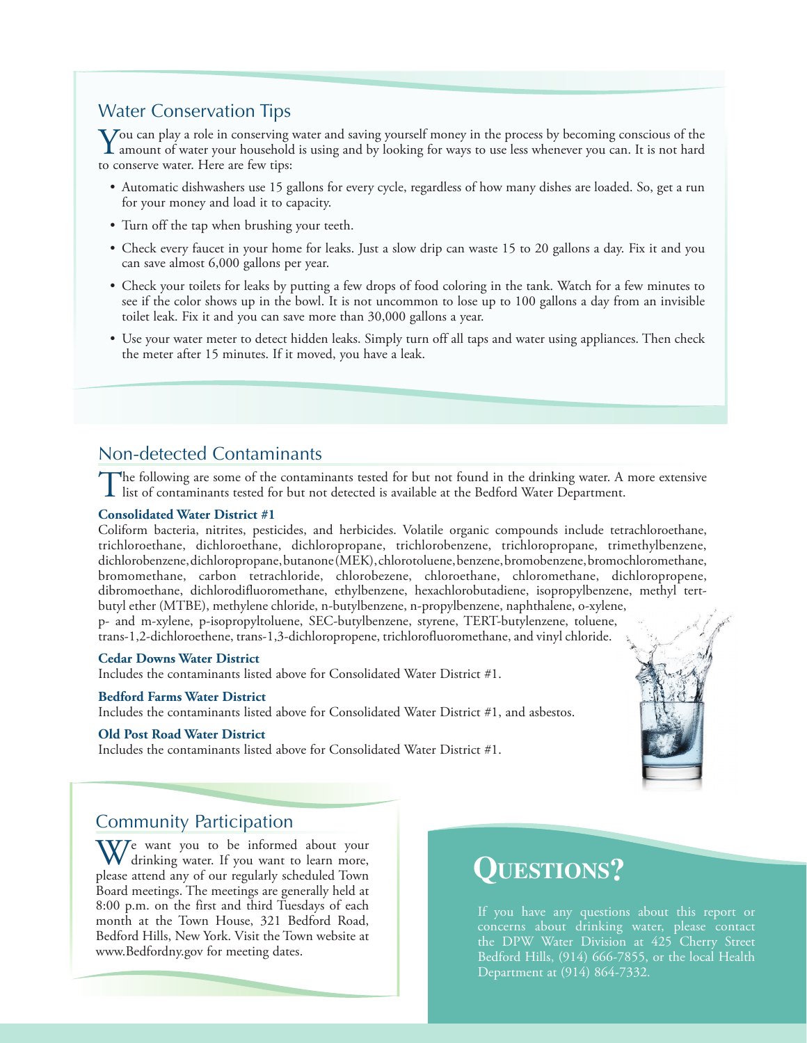## Water Conservation Tips

You can play a role in conserving water and saving yourself money in the process by becoming conscious of the amount of water your household is using and by looking for ways to use less whenever you can. It is not hard to conserve water. Here are few tips:

- Automatic dishwashers use 15 gallons for every cycle, regardless of how many dishes are loaded. So, get a run for your money and load it to capacity.
- Turn off the tap when brushing your teeth.
- Check every faucet in your home for leaks. Just a slow drip can waste 15 to 20 gallons a day. Fix it and you can save almost 6,000 gallons per year.
- Check your toilets for leaks by putting a few drops of food coloring in the tank. Watch for a few minutes to see if the color shows up in the bowl. It is not uncommon to lose up to 100 gallons a day from an invisible toilet leak. Fix it and you can save more than 30,000 gallons a year.
- Use your water meter to detect hidden leaks. Simply turn off all taps and water using appliances. Then check the meter after 15 minutes. If it moved, you have a leak.

## Non-detected Contaminants

The following are some of the contaminants tested for but not found in the drinking water. A more extensive list of contaminants tested for but not detected is available at the Bedford Water Department.

**Consolidated Water District #1**

Coliform bacteria, nitrites, pesticides, and herbicides. Volatile organic compounds include tetrachloroethane, trichloroethane, dichloroethane, dichloropropane, trichlorobenzene, trichloropropane, trimethylbenzene, dichlorobenzene, dichloropropane, butanone (MEK), chlorotoluene, benzene, bromobenzene, bromochloromethane, bromomethane, carbon tetrachloride, chlorobezene, chloroethane, chloromethane, dichloropropene, dibromoethane, dichlorodifluoromethane, ethylbenzene, hexachlorobutadiene, isopropylbenzene, methyl tert-butyl ether (MTBE), methylene chloride, n-butylbenzene, n-propylbenzene, naphthalene, o-xylene, p- and m-xylene, p-isopropyltoluene, SEC-butylbenzene, styrene, TERT-butylenzene, toluene, trans-1,2-dichloroethene, trans-1,3-dichloropropene, trichlorofluoromethane, and vinyl chloride.

**Cedar Downs Water District**

Includes the contaminants listed above for Consolidated Water District #1.

**Bedford Farms Water District**

Includes the contaminants listed above for Consolidated Water District #1, and asbestos.

**Old Post Road Water District**

Includes the contaminants listed above for Consolidated Water District #1.

## Community Participation

We want you to be informed about your drinking water. If you want to learn more, please attend any of our regularly scheduled Town Board meetings. The meetings are generally held at 8:00 p.m. on the first and third Tuesdays of each month at the Town House, 321 Bedford Road, Bedford Hills, New York. Visit the Town website at www.Bedfordny.gov for meeting dates.

## Questions?

If you have any questions about this report or concerns about drinking water, please contact the DPW Water Division at 425 Cherry Street Bedford Hills, (914) 666-7855, or the local Health Department at (914) 864-7332.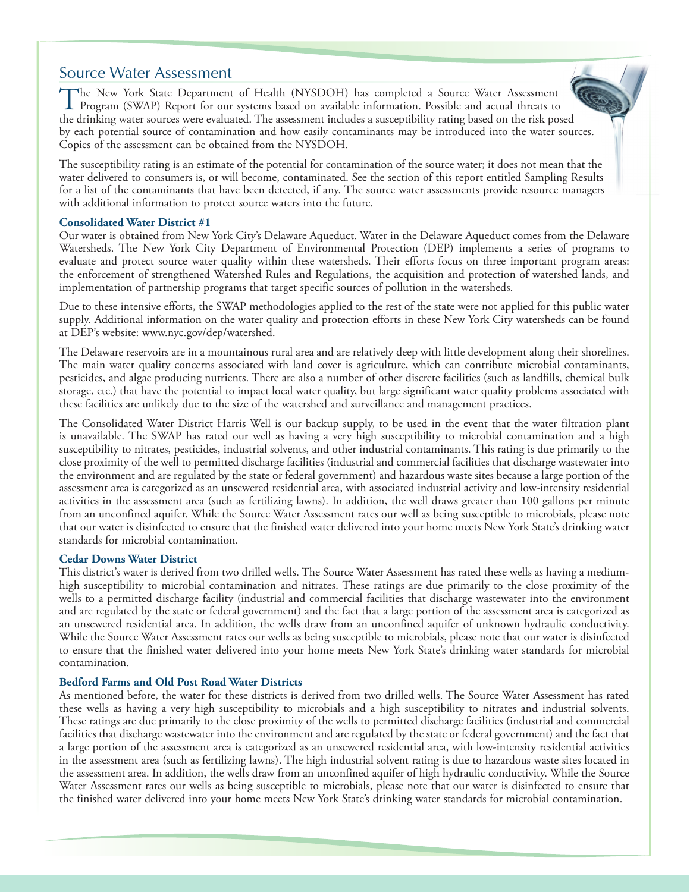## Source Water Assessment

The New York State Department of Health (NYSDOH) has completed a Source Water Assessment Program (SWAP) Report for our systems based on available information. Possible and actual threats to the drinking water sources were evaluated. The assessment includes a susceptibility rating based on the risk posed by each potential source of contamination and how easily contaminants may be introduced into the water sources. Copies of the assessment can be obtained from the NYSDOH.

The susceptibility rating is an estimate of the potential for contamination of the source water; it does not mean that the water delivered to consumers is, or will become, contaminated. See the section of this report entitled Sampling Results for a list of the contaminants that have been detected, if any. The source water assessments provide resource managers with additional information to protect source waters into the future.

**Consolidated Water District #1**

Our water is obtained from New York City's Delaware Aqueduct. Water in the Delaware Aqueduct comes from the Delaware Watersheds. The New York City Department of Environmental Protection (DEP) implements a series of programs to evaluate and protect source water quality within these watersheds. Their efforts focus on three important program areas: the enforcement of strengthened Watershed Rules and Regulations, the acquisition and protection of watershed lands, and implementation of partnership programs that target specific sources of pollution in the watersheds.

Due to these intensive efforts, the SWAP methodologies applied to the rest of the state were not applied for this public water supply. Additional information on the water quality and protection efforts in these New York City watersheds can be found at DEP's website: www.nyc.gov/dep/watershed.

The Delaware reservoirs are in a mountainous rural area and are relatively deep with little development along their shorelines. The main water quality concerns associated with land cover is agriculture, which can contribute microbial contaminants, pesticides, and algae producing nutrients. There are also a number of other discrete facilities (such as landfills, chemical bulk storage, etc.) that have the potential to impact local water quality, but large significant water quality problems associated with these facilities are unlikely due to the size of the watershed and surveillance and management practices.

The Consolidated Water District Harris Well is our backup supply, to be used in the event that the water filtration plant is unavailable. The SWAP has rated our well as having a very high susceptibility to microbial contamination and a high susceptibility to nitrates, pesticides, industrial solvents, and other industrial contaminants. This rating is due primarily to the close proximity of the well to permitted discharge facilities (industrial and commercial facilities that discharge wastewater into the environment and are regulated by the state or federal government) and hazardous waste sites because a large portion of the assessment area is categorized as an unsewered residential area, with associated industrial activity and low-intensity residential activities in the assessment area (such as fertilizing lawns). In addition, the well draws greater than 100 gallons per minute from an unconfined aquifer. While the Source Water Assessment rates our well as being susceptible to microbials, please note that our water is disinfected to ensure that the finished water delivered into your home meets New York State's drinking water standards for microbial contamination.

**Cedar Downs Water District**

This district's water is derived from two drilled wells. The Source Water Assessment has rated these wells as having a medium-high susceptibility to microbial contamination and nitrates. These ratings are due primarily to the close proximity of the wells to a permitted discharge facility (industrial and commercial facilities that discharge wastewater into the environment and are regulated by the state or federal government) and the fact that a large portion of the assessment area is categorized as an unsewered residential area. In addition, the wells draw from an unconfined aquifer of unknown hydraulic conductivity. While the Source Water Assessment rates our wells as being susceptible to microbials, please note that our water is disinfected to ensure that the finished water delivered into your home meets New York State's drinking water standards for microbial contamination.

**Bedford Farms and Old Post Road Water Districts**

As mentioned before, the water for these districts is derived from two drilled wells. The Source Water Assessment has rated these wells as having a very high susceptibility to microbials and a high susceptibility to nitrates and industrial solvents. These ratings are due primarily to the close proximity of the wells to permitted discharge facilities (industrial and commercial facilities that discharge wastewater into the environment and are regulated by the state or federal government) and the fact that a large portion of the assessment area is categorized as an unsewered residential area, with low-intensity residential activities in the assessment area (such as fertilizing lawns). The high industrial solvent rating is due to hazardous waste sites located in the assessment area. In addition, the wells draw from an unconfined aquifer of high hydraulic conductivity. While the Source Water Assessment rates our wells as being susceptible to microbials, please note that our water is disinfected to ensure that the finished water delivered into your home meets New York State's drinking water standards for microbial contamination.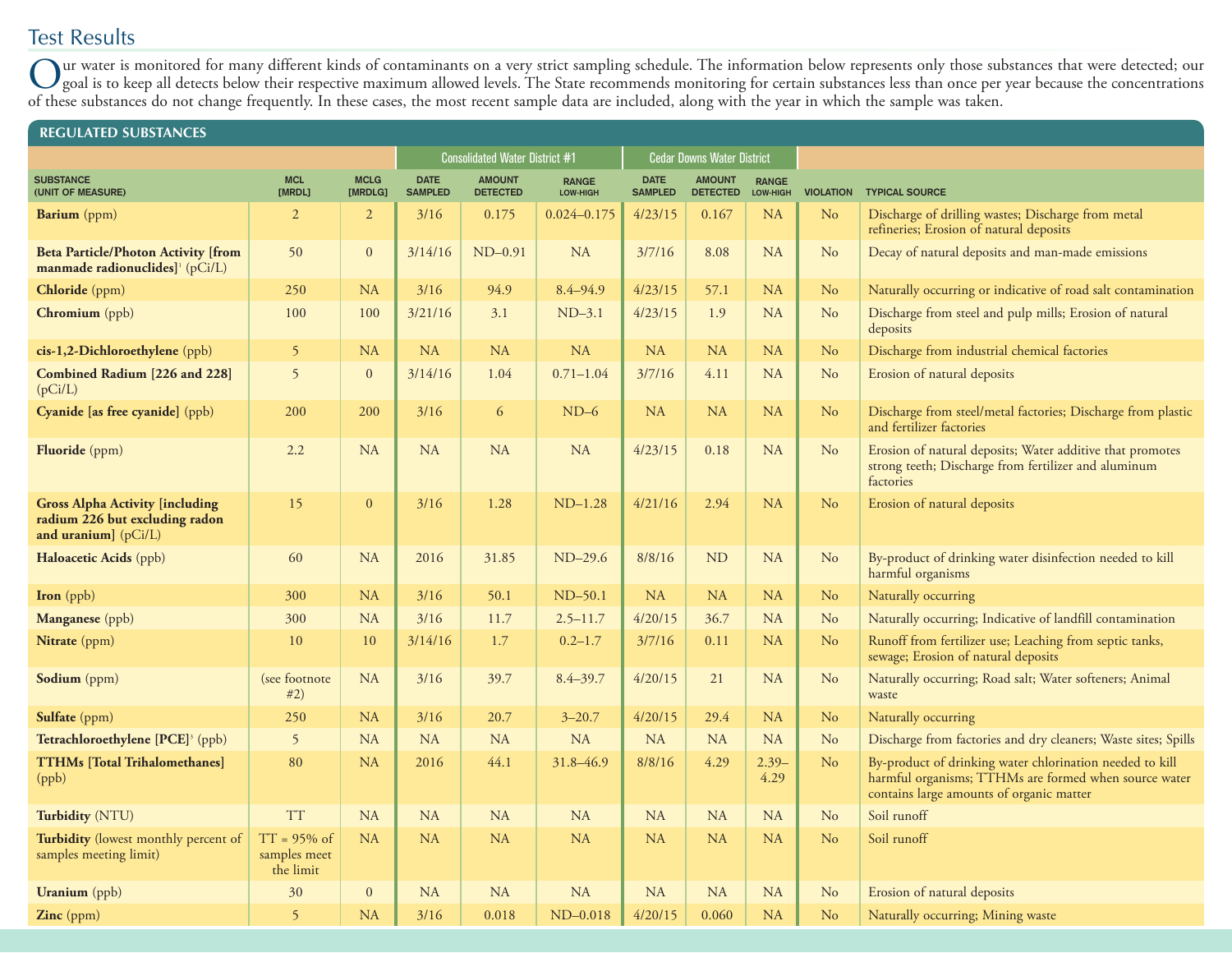## Test Results

Our water is monitored for many different kinds of contaminants on a very strict sampling schedule. The information below represents only those substances that were detected; our goal is to keep all detects below their respective maximum allowed levels. The State recommends monitoring for certain substances less than once per year because the concentrations of these substances do not change frequently. In these cases, the most recent sample data are included, along with the year in which the sample was taken.

### REGULATED SUBSTANCES

| | | | Consolidated Water District #1 | | | Cedar Downs Water District | | | | |
|---|---|---|---|---|---|---|---|---|---|---|
| SUBSTANCE (UNIT OF MEASURE) | MCL [MRDL] | MCLG [MRDLG] | DATE SAMPLED | AMOUNT DETECTED | RANGE LOW-HIGH | DATE SAMPLED | AMOUNT DETECTED | RANGE LOW-HIGH | VIOLATION | TYPICAL SOURCE |
| **Barium** (ppm) | 2 | 2 | 3/16 | 0.175 | 0.024–0.175 | 4/23/15 | 0.167 | NA | No | Discharge of drilling wastes; Discharge from metal refineries; Erosion of natural deposits |
| **Beta Particle/Photon Activity [from manmade radionuclides]**[1] (pCi/L) | 50 | 0 | 3/14/16 | ND–0.91 | NA | 3/7/16 | 8.08 | NA | No | Decay of natural deposits and man-made emissions |
| **Chloride** (ppm) | 250 | NA | 3/16 | 94.9 | 8.4–94.9 | 4/23/15 | 57.1 | NA | No | Naturally occurring or indicative of road salt contamination |
| **Chromium** (ppb) | 100 | 100 | 3/21/16 | 3.1 | ND–3.1 | 4/23/15 | 1.9 | NA | No | Discharge from steel and pulp mills; Erosion of natural deposits |
| **cis-1,2-Dichloroethylene** (ppb) | 5 | NA | NA | NA | NA | NA | NA | NA | No | Discharge from industrial chemical factories |
| **Combined Radium [226 and 228]** (pCi/L) | 5 | 0 | 3/14/16 | 1.04 | 0.71–1.04 | 3/7/16 | 4.11 | NA | No | Erosion of natural deposits |
| **Cyanide [as free cyanide]** (ppb) | 200 | 200 | 3/16 | 6 | ND–6 | NA | NA | NA | No | Discharge from steel/metal factories; Discharge from plastic and fertilizer factories |
| **Fluoride** (ppm) | 2.2 | NA | NA | NA | NA | 4/23/15 | 0.18 | NA | No | Erosion of natural deposits; Water additive that promotes strong teeth; Discharge from fertilizer and aluminum factories |
| **Gross Alpha Activity [including radium 226 but excluding radon and uranium]** (pCi/L) | 15 | 0 | 3/16 | 1.28 | ND–1.28 | 4/21/16 | 2.94 | NA | No | Erosion of natural deposits |
| **Haloacetic Acids** (ppb) | 60 | NA | 2016 | 31.85 | ND–29.6 | 8/8/16 | ND | NA | No | By-product of drinking water disinfection needed to kill harmful organisms |
| **Iron** (ppb) | 300 | NA | 3/16 | 50.1 | ND–50.1 | NA | NA | NA | No | Naturally occurring |
| **Manganese** (ppb) | 300 | NA | 3/16 | 11.7 | 2.5–11.7 | 4/20/15 | 36.7 | NA | No | Naturally occurring; Indicative of landfill contamination |
| **Nitrate** (ppm) | 10 | 10 | 3/14/16 | 1.7 | 0.2–1.7 | 3/7/16 | 0.11 | NA | No | Runoff from fertilizer use; Leaching from septic tanks, sewage; Erosion of natural deposits |
| **Sodium** (ppm) | (see footnote #2) | NA | 3/16 | 39.7 | 8.4–39.7 | 4/20/15 | 21 | NA | No | Naturally occurring; Road salt; Water softeners; Animal waste |
| **Sulfate** (ppm) | 250 | NA | 3/16 | 20.7 | 3–20.7 | 4/20/15 | 29.4 | NA | No | Naturally occurring |
| **Tetrachloroethylene [PCE]**[3] (ppb) | 5 | NA | NA | NA | NA | NA | NA | NA | No | Discharge from factories and dry cleaners; Waste sites; Spills |
| **TTHMs [Total Trihalomethanes]** (ppb) | 80 | NA | 2016 | 44.1 | 31.8–46.9 | 8/8/16 | 4.29 | 2.39–4.29 | No | By-product of drinking water chlorination needed to kill harmful organisms; TTHMs are formed when source water contains large amounts of organic matter |
| **Turbidity** (NTU) | TT | NA | NA | NA | NA | NA | NA | NA | No | Soil runoff |
| **Turbidity** (lowest monthly percent of samples meeting limit) | TT = 95% of samples meet the limit | NA | NA | NA | NA | NA | NA | NA | No | Soil runoff |
| **Uranium** (ppb) | 30 | 0 | NA | NA | NA | NA | NA | NA | No | Erosion of natural deposits |
| **Zinc** (ppm) | 5 | NA | 3/16 | 0.018 | ND–0.018 | 4/20/15 | 0.060 | NA | No | Naturally occurring; Mining waste |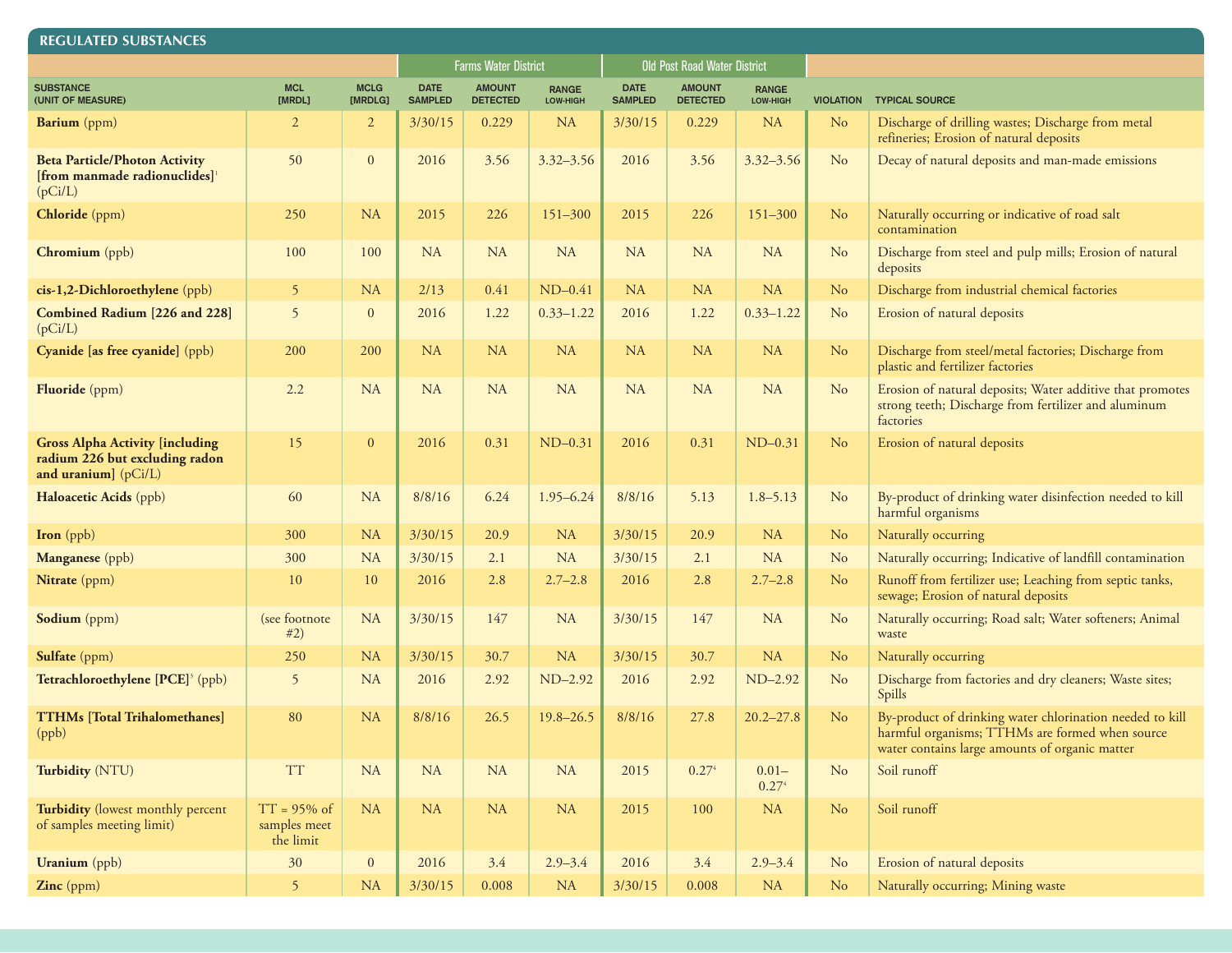## REGULATED SUBSTANCES

| | | | Farms Water District | | | Old Post Road Water District | | | | |
|---|---|---|---|---|---|---|---|---|---|---|
| SUBSTANCE (UNIT OF MEASURE) | MCL [MRDL] | MCLG [MRDLG] | DATE SAMPLED | AMOUNT DETECTED | RANGE LOW-HIGH | DATE SAMPLED | AMOUNT DETECTED | RANGE LOW-HIGH | VIOLATION | TYPICAL SOURCE |
| **Barium** (ppm) | 2 | 2 | 3/30/15 | 0.229 | NA | 3/30/15 | 0.229 | NA | No | Discharge of drilling wastes; Discharge from metal refineries; Erosion of natural deposits |
| **Beta Particle/Photon Activity [from manmade radionuclides]**[1] (pCi/L) | 50 | 0 | 2016 | 3.56 | 3.32–3.56 | 2016 | 3.56 | 3.32–3.56 | No | Decay of natural deposits and man-made emissions |
| **Chloride** (ppm) | 250 | NA | 2015 | 226 | 151–300 | 2015 | 226 | 151–300 | No | Naturally occurring or indicative of road salt contamination |
| **Chromium** (ppb) | 100 | 100 | NA | NA | NA | NA | NA | NA | No | Discharge from steel and pulp mills; Erosion of natural deposits |
| **cis-1,2-Dichloroethylene** (ppb) | 5 | NA | 2/13 | 0.41 | ND–0.41 | NA | NA | NA | No | Discharge from industrial chemical factories |
| **Combined Radium [226 and 228]** (pCi/L) | 5 | 0 | 2016 | 1.22 | 0.33–1.22 | 2016 | 1.22 | 0.33–1.22 | No | Erosion of natural deposits |
| **Cyanide [as free cyanide]** (ppb) | 200 | 200 | NA | NA | NA | NA | NA | NA | No | Discharge from steel/metal factories; Discharge from plastic and fertilizer factories |
| **Fluoride** (ppm) | 2.2 | NA | NA | NA | NA | NA | NA | NA | No | Erosion of natural deposits; Water additive that promotes strong teeth; Discharge from fertilizer and aluminum factories |
| **Gross Alpha Activity [including radium 226 but excluding radon and uranium]** (pCi/L) | 15 | 0 | 2016 | 0.31 | ND–0.31 | 2016 | 0.31 | ND–0.31 | No | Erosion of natural deposits |
| **Haloacetic Acids** (ppb) | 60 | NA | 8/8/16 | 6.24 | 1.95–6.24 | 8/8/16 | 5.13 | 1.8–5.13 | No | By-product of drinking water disinfection needed to kill harmful organisms |
| **Iron** (ppb) | 300 | NA | 3/30/15 | 20.9 | NA | 3/30/15 | 20.9 | NA | No | Naturally occurring |
| **Manganese** (ppb) | 300 | NA | 3/30/15 | 2.1 | NA | 3/30/15 | 2.1 | NA | No | Naturally occurring; Indicative of landfill contamination |
| **Nitrate** (ppm) | 10 | 10 | 2016 | 2.8 | 2.7–2.8 | 2016 | 2.8 | 2.7–2.8 | No | Runoff from fertilizer use; Leaching from septic tanks, sewage; Erosion of natural deposits |
| **Sodium** (ppm) | (see footnote #2) | NA | 3/30/15 | 147 | NA | 3/30/15 | 147 | NA | No | Naturally occurring; Road salt; Water softeners; Animal waste |
| **Sulfate** (ppm) | 250 | NA | 3/30/15 | 30.7 | NA | 3/30/15 | 30.7 | NA | No | Naturally occurring |
| **Tetrachloroethylene [PCE]**[3] (ppb) | 5 | NA | 2016 | 2.92 | ND–2.92 | 2016 | 2.92 | ND–2.92 | No | Discharge from factories and dry cleaners; Waste sites; Spills |
| **TTHMs [Total Trihalomethanes]** (ppb) | 80 | NA | 8/8/16 | 26.5 | 19.8–26.5 | 8/8/16 | 27.8 | 20.2–27.8 | No | By-product of drinking water chlorination needed to kill harmful organisms; TTHMs are formed when source water contains large amounts of organic matter |
| **Turbidity** (NTU) | TT | NA | NA | NA | NA | 2015 | 0.27[4] | 0.01–0.27[4] | No | Soil runoff |
| **Turbidity** (lowest monthly percent of samples meeting limit) | TT = 95% of samples meet the limit | NA | NA | NA | NA | 2015 | 100 | NA | No | Soil runoff |
| **Uranium** (ppb) | 30 | 0 | 2016 | 3.4 | 2.9–3.4 | 2016 | 3.4 | 2.9–3.4 | No | Erosion of natural deposits |
| **Zinc** (ppm) | 5 | NA | 3/30/15 | 0.008 | NA | 3/30/15 | 0.008 | NA | No | Naturally occurring; Mining waste |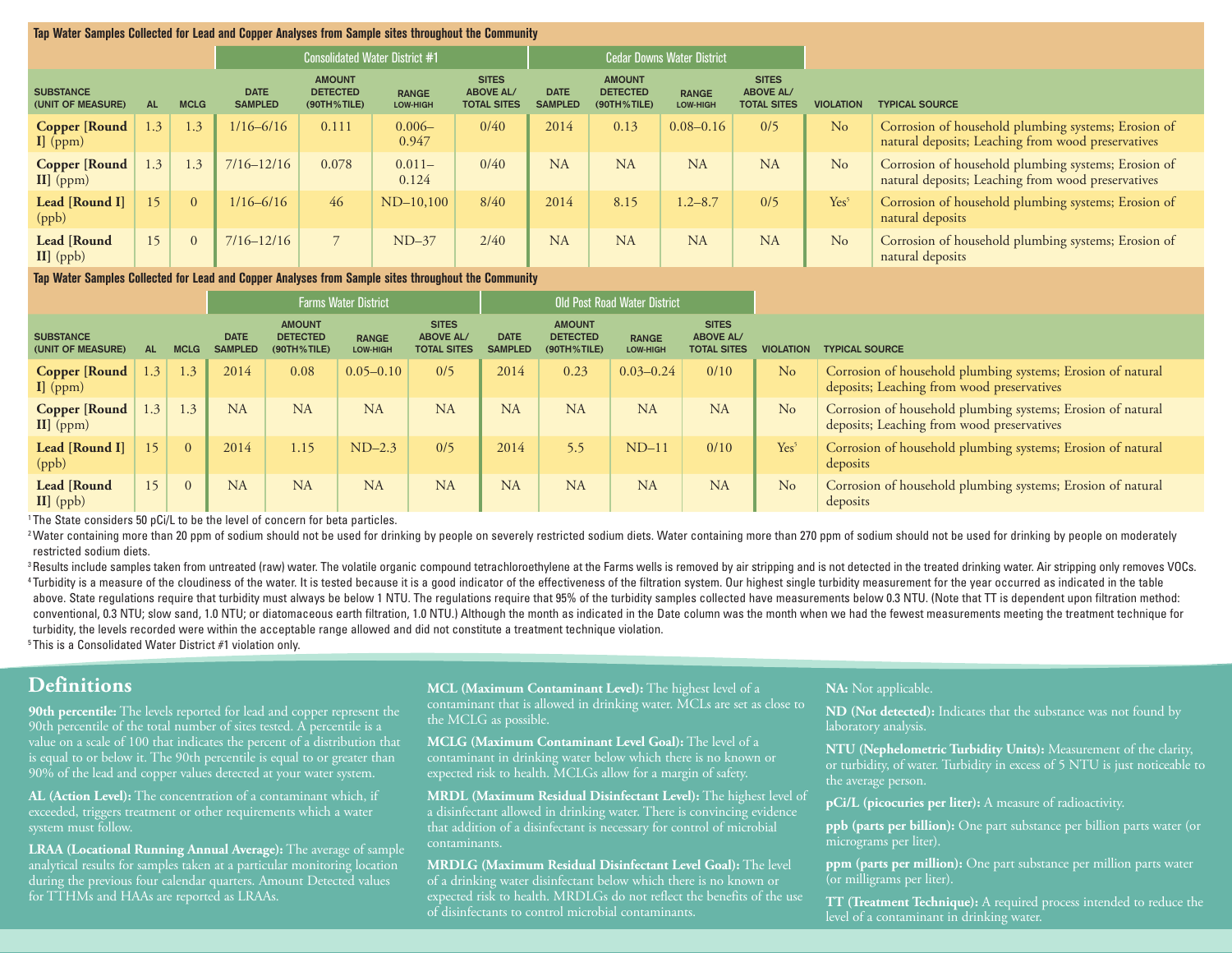**Tap Water Samples Collected for Lead and Copper Analyses from Sample sites throughout the Community**

| | | | Consolidated Water District #1 | | | | Cedar Downs Water District | | | | | |
|---|---|---|---|---|---|---|---|---|---|---|---|---|
| SUBSTANCE (UNIT OF MEASURE) | AL | MCLG | DATE SAMPLED | AMOUNT DETECTED (90TH%TILE) | RANGE LOW-HIGH | SITES ABOVE AL/ TOTAL SITES | DATE SAMPLED | AMOUNT DETECTED (90TH%TILE) | RANGE LOW-HIGH | SITES ABOVE AL/ TOTAL SITES | VIOLATION | TYPICAL SOURCE |
| **Copper [Round I]** (ppm) | 1.3 | 1.3 | 1/16–6/16 | 0.111 | 0.006–0.947 | 0/40 | 2014 | 0.13 | 0.08–0.16 | 0/5 | No | Corrosion of household plumbing systems; Erosion of natural deposits; Leaching from wood preservatives |
| **Copper [Round II]** (ppm) | 1.3 | 1.3 | 7/16–12/16 | 0.078 | 0.011–0.124 | 0/40 | NA | NA | NA | NA | No | Corrosion of household plumbing systems; Erosion of natural deposits; Leaching from wood preservatives |
| **Lead [Round I]** (ppb) | 15 | 0 | 1/16–6/16 | 46 | ND–10,100 | 8/40 | 2014 | 8.15 | 1.2–8.7 | 0/5 | Yes[5] | Corrosion of household plumbing systems; Erosion of natural deposits |
| **Lead [Round II]** (ppb) | 15 | 0 | 7/16–12/16 | 7 | ND–37 | 2/40 | NA | NA | NA | NA | No | Corrosion of household plumbing systems; Erosion of natural deposits |

**Tap Water Samples Collected for Lead and Copper Analyses from Sample sites throughout the Community**

| | | | Farms Water District | | | | Old Post Road Water District | | | | | |
|---|---|---|---|---|---|---|---|---|---|---|---|---|
| SUBSTANCE (UNIT OF MEASURE) | AL | MCLG | DATE SAMPLED | AMOUNT DETECTED (90TH%TILE) | RANGE LOW-HIGH | SITES ABOVE AL/ TOTAL SITES | DATE SAMPLED | AMOUNT DETECTED (90TH%TILE) | RANGE LOW-HIGH | SITES ABOVE AL/ TOTAL SITES | VIOLATION | TYPICAL SOURCE |
| **Copper [Round I]** (ppm) | 1.3 | 1.3 | 2014 | 0.08 | 0.05–0.10 | 0/5 | 2014 | 0.23 | 0.03–0.24 | 0/10 | No | Corrosion of household plumbing systems; Erosion of natural deposits; Leaching from wood preservatives |
| **Copper [Round II]** (ppm) | 1.3 | 1.3 | NA | NA | NA | NA | NA | NA | NA | NA | No | Corrosion of household plumbing systems; Erosion of natural deposits; Leaching from wood preservatives |
| **Lead [Round I]** (ppb) | 15 | 0 | 2014 | 1.15 | ND–2.3 | 0/5 | 2014 | 5.5 | ND–11 | 0/10 | Yes[5] | Corrosion of household plumbing systems; Erosion of natural deposits |
| **Lead [Round II]** (ppb) | 15 | 0 | NA | NA | NA | NA | NA | NA | NA | NA | No | Corrosion of household plumbing systems; Erosion of natural deposits |

[1] The State considers 50 pCi/L to be the level of concern for beta particles.

[2] Water containing more than 20 ppm of sodium should not be used for drinking by people on severely restricted sodium diets. Water containing more than 270 ppm of sodium should not be used for drinking by people on moderately restricted sodium diets.

[3] Results include samples taken from untreated (raw) water. The volatile organic compound tetrachloroethylene at the Farms wells is removed by air stripping and is not detected in the treated drinking water. Air stripping only removes VOCs.

[4] Turbidity is a measure of the cloudiness of the water. It is tested because it is a good indicator of the effectiveness of the filtration system. Our highest single turbidity measurement for the year occurred as indicated in the table above. State regulations require that turbidity must always be below 1 NTU. The regulations require that 95% of the turbidity samples collected have measurements below 0.3 NTU. (Note that TT is dependent upon filtration method: conventional, 0.3 NTU; slow sand, 1.0 NTU; or diatomaceous earth filtration, 1.0 NTU.) Although the month as indicated in the Date column was the month when we had the fewest measurements meeting the treatment technique for turbidity, the levels recorded were within the acceptable range allowed and did not constitute a treatment technique violation.

[5] This is a Consolidated Water District #1 violation only.

## Definitions

**90th percentile:** The levels reported for lead and copper represent the 90th percentile of the total number of sites tested. A percentile is a value on a scale of 100 that indicates the percent of a distribution that is equal to or below it. The 90th percentile is equal to or greater than 90% of the lead and copper values detected at your water system.

**AL (Action Level):** The concentration of a contaminant which, if exceeded, triggers treatment or other requirements which a water system must follow.

**LRAA (Locational Running Annual Average):** The average of sample analytical results for samples taken at a particular monitoring location during the previous four calendar quarters. Amount Detected values for TTHMs and HAAs are reported as LRAAs.

**MCL (Maximum Contaminant Level):** The highest level of a contaminant that is allowed in drinking water. MCLs are set as close to the MCLG as possible.

**MCLG (Maximum Contaminant Level Goal):** The level of a contaminant in drinking water below which there is no known or expected risk to health. MCLGs allow for a margin of safety.

**MRDL (Maximum Residual Disinfectant Level):** The highest level of a disinfectant allowed in drinking water. There is convincing evidence that addition of a disinfectant is necessary for control of microbial contaminants.

**MRDLG (Maximum Residual Disinfectant Level Goal):** The level of a drinking water disinfectant below which there is no known or expected risk to health. MRDLGs do not reflect the benefits of the use of disinfectants to control microbial contaminants.

**NA:** Not applicable.

**ND (Not detected):** Indicates that the substance was not found by laboratory analysis.

**NTU (Nephelometric Turbidity Units):** Measurement of the clarity, or turbidity, of water. Turbidity in excess of 5 NTU is just noticeable to the average person.

**pCi/L (picocuries per liter):** A measure of radioactivity.

**ppb (parts per billion):** One part substance per billion parts water (or micrograms per liter).

**ppm (parts per million):** One part substance per million parts water (or milligrams per liter).

**TT (Treatment Technique):** A required process intended to reduce the level of a contaminant in drinking water.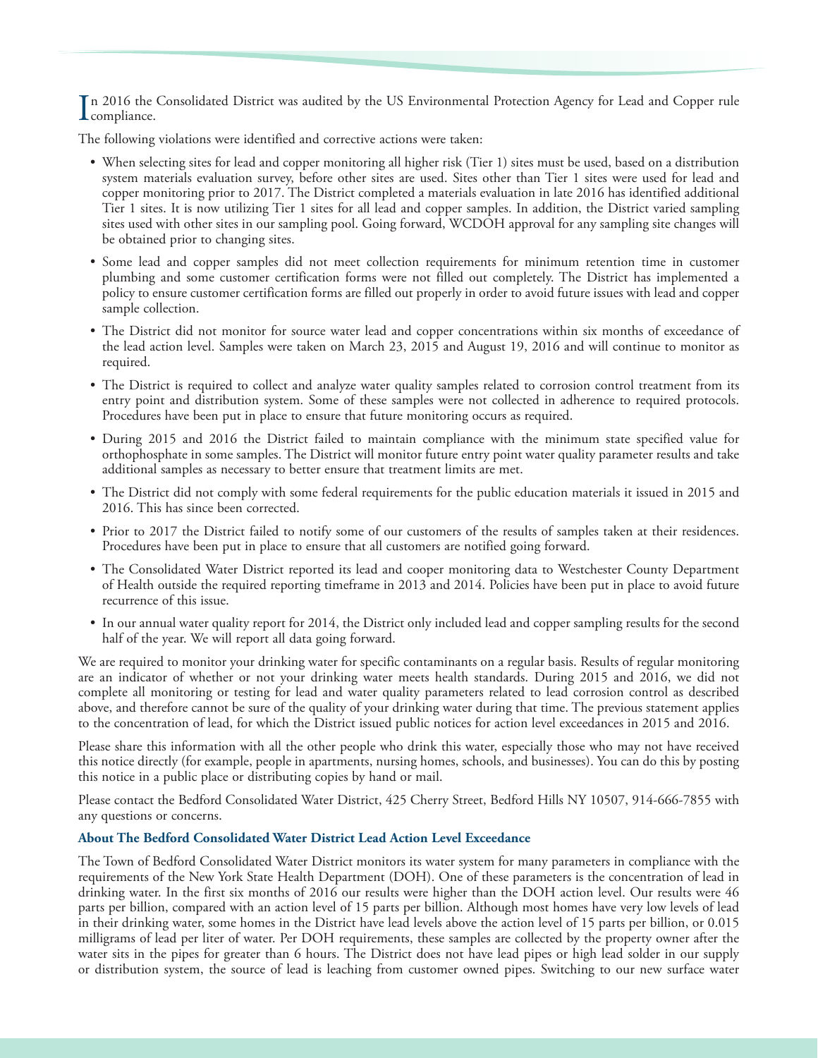In 2016 the Consolidated District was audited by the US Environmental Protection Agency for Lead and Copper rule compliance.

The following violations were identified and corrective actions were taken:

- When selecting sites for lead and copper monitoring all higher risk (Tier 1) sites must be used, based on a distribution system materials evaluation survey, before other sites are used. Sites other than Tier 1 sites were used for lead and copper monitoring prior to 2017. The District completed a materials evaluation in late 2016 has identified additional Tier 1 sites. It is now utilizing Tier 1 sites for all lead and copper samples. In addition, the District varied sampling sites used with other sites in our sampling pool. Going forward, WCDOH approval for any sampling site changes will be obtained prior to changing sites.
- Some lead and copper samples did not meet collection requirements for minimum retention time in customer plumbing and some customer certification forms were not filled out completely. The District has implemented a policy to ensure customer certification forms are filled out properly in order to avoid future issues with lead and copper sample collection.
- The District did not monitor for source water lead and copper concentrations within six months of exceedance of the lead action level. Samples were taken on March 23, 2015 and August 19, 2016 and will continue to monitor as required.
- The District is required to collect and analyze water quality samples related to corrosion control treatment from its entry point and distribution system. Some of these samples were not collected in adherence to required protocols. Procedures have been put in place to ensure that future monitoring occurs as required.
- During 2015 and 2016 the District failed to maintain compliance with the minimum state specified value for orthophosphate in some samples. The District will monitor future entry point water quality parameter results and take additional samples as necessary to better ensure that treatment limits are met.
- The District did not comply with some federal requirements for the public education materials it issued in 2015 and 2016. This has since been corrected.
- Prior to 2017 the District failed to notify some of our customers of the results of samples taken at their residences. Procedures have been put in place to ensure that all customers are notified going forward.
- The Consolidated Water District reported its lead and cooper monitoring data to Westchester County Department of Health outside the required reporting timeframe in 2013 and 2014. Policies have been put in place to avoid future recurrence of this issue.
- In our annual water quality report for 2014, the District only included lead and copper sampling results for the second half of the year. We will report all data going forward.

We are required to monitor your drinking water for specific contaminants on a regular basis. Results of regular monitoring are an indicator of whether or not your drinking water meets health standards. During 2015 and 2016, we did not complete all monitoring or testing for lead and water quality parameters related to lead corrosion control as described above, and therefore cannot be sure of the quality of your drinking water during that time. The previous statement applies to the concentration of lead, for which the District issued public notices for action level exceedances in 2015 and 2016.

Please share this information with all the other people who drink this water, especially those who may not have received this notice directly (for example, people in apartments, nursing homes, schools, and businesses). You can do this by posting this notice in a public place or distributing copies by hand or mail.

Please contact the Bedford Consolidated Water District, 425 Cherry Street, Bedford Hills NY 10507, 914-666-7855 with any questions or concerns.

### About The Bedford Consolidated Water District Lead Action Level Exceedance

The Town of Bedford Consolidated Water District monitors its water system for many parameters in compliance with the requirements of the New York State Health Department (DOH). One of these parameters is the concentration of lead in drinking water. In the first six months of 2016 our results were higher than the DOH action level. Our results were 46 parts per billion, compared with an action level of 15 parts per billion. Although most homes have very low levels of lead in their drinking water, some homes in the District have lead levels above the action level of 15 parts per billion, or 0.015 milligrams of lead per liter of water. Per DOH requirements, these samples are collected by the property owner after the water sits in the pipes for greater than 6 hours. The District does not have lead pipes or high lead solder in our supply or distribution system, the source of lead is leaching from customer owned pipes. Switching to our new surface water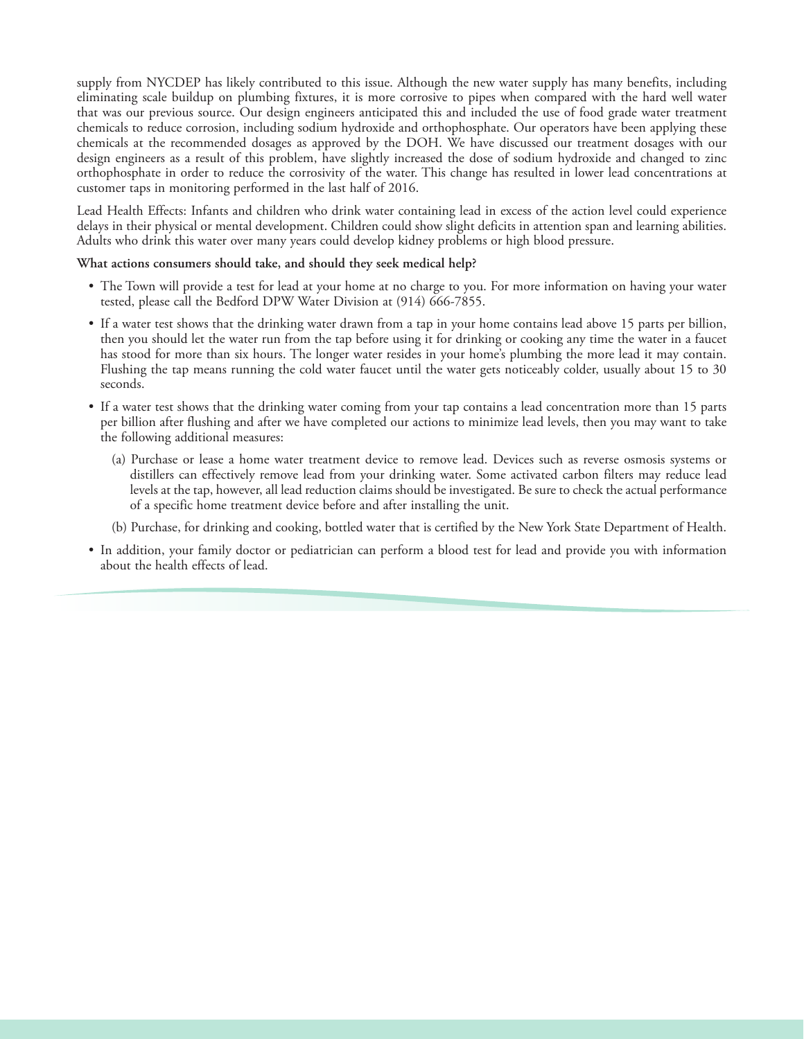supply from NYCDEP has likely contributed to this issue. Although the new water supply has many benefits, including eliminating scale buildup on plumbing fixtures, it is more corrosive to pipes when compared with the hard well water that was our previous source. Our design engineers anticipated this and included the use of food grade water treatment chemicals to reduce corrosion, including sodium hydroxide and orthophosphate. Our operators have been applying these chemicals at the recommended dosages as approved by the DOH. We have discussed our treatment dosages with our design engineers as a result of this problem, have slightly increased the dose of sodium hydroxide and changed to zinc orthophosphate in order to reduce the corrosivity of the water. This change has resulted in lower lead concentrations at customer taps in monitoring performed in the last half of 2016.

Lead Health Effects: Infants and children who drink water containing lead in excess of the action level could experience delays in their physical or mental development. Children could show slight deficits in attention span and learning abilities. Adults who drink this water over many years could develop kidney problems or high blood pressure.

**What actions consumers should take, and should they seek medical help?**

- The Town will provide a test for lead at your home at no charge to you. For more information on having your water tested, please call the Bedford DPW Water Division at (914) 666-7855.
- If a water test shows that the drinking water drawn from a tap in your home contains lead above 15 parts per billion, then you should let the water run from the tap before using it for drinking or cooking any time the water in a faucet has stood for more than six hours. The longer water resides in your home's plumbing the more lead it may contain. Flushing the tap means running the cold water faucet until the water gets noticeably colder, usually about 15 to 30 seconds.
- If a water test shows that the drinking water coming from your tap contains a lead concentration more than 15 parts per billion after flushing and after we have completed our actions to minimize lead levels, then you may want to take the following additional measures:

  (a) Purchase or lease a home water treatment device to remove lead. Devices such as reverse osmosis systems or distillers can effectively remove lead from your drinking water. Some activated carbon filters may reduce lead levels at the tap, however, all lead reduction claims should be investigated. Be sure to check the actual performance of a specific home treatment device before and after installing the unit.

  (b) Purchase, for drinking and cooking, bottled water that is certified by the New York State Department of Health.

- In addition, your family doctor or pediatrician can perform a blood test for lead and provide you with information about the health effects of lead.